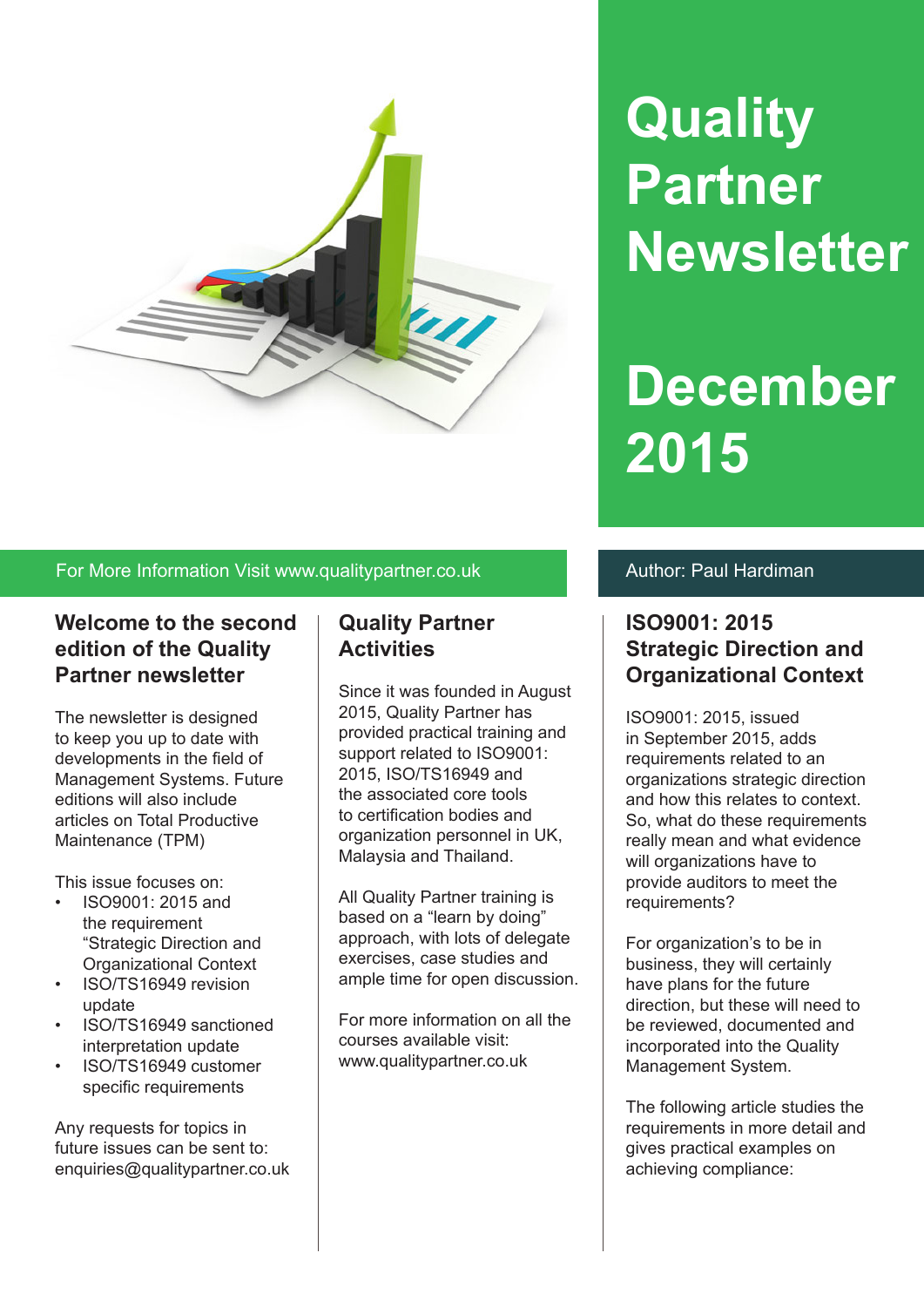# Quality Partner Newsletter

# December 2015

For More Information Visit www.qualitypartner.co.uk

Author: Paul Hardiman

## Welcome to the second edition of the Quality Partner newsletter

The newsletter is designed to keep you up to date with developments in the field of Management Systems. Future editions will also include articles on Total Productive Maintenance (TPM)

This issue focuses on:

- ISO9001: 2015 and the requirement "Strategic Direction and Organizational Context
- ISO/TS16949 revision update
- ISO/TS16949 sanctioned interpretation update
- ISO/TS16949 customer specific requirements

Any requests for topics in future issues can be sent to: enquiries@qualitypartner.co.uk

## Quality Partner Activities

Since it was founded in August 2015, Quality Partner has provided practical training and support related to ISO9001: 2015, ISO/TS16949 and the associated core tools to certification bodies and organization personnel in UK, Malaysia and Thailand.

All Quality Partner training is based on a "learn by doing" approach, with lots of delegate exercises, case studies and ample time for open discussion.

For more information on all the courses available visit: www.qualitypartner.co.uk

## ISO9001: 2015 Strategic Direction and Organizational Context

ISO9001: 2015, issued in September 2015, adds requirements related to an organizations strategic direction and how this relates to context. So, what do these requirements really mean and what evidence will organizations have to provide auditors to meet the requirements?

For organization's to be in business, they will certainly have plans for the future direction, but these will need to be reviewed, documented and incorporated into the Quality Management System.

The following article studies the requirements in more detail and gives practical examples on achieving compliance: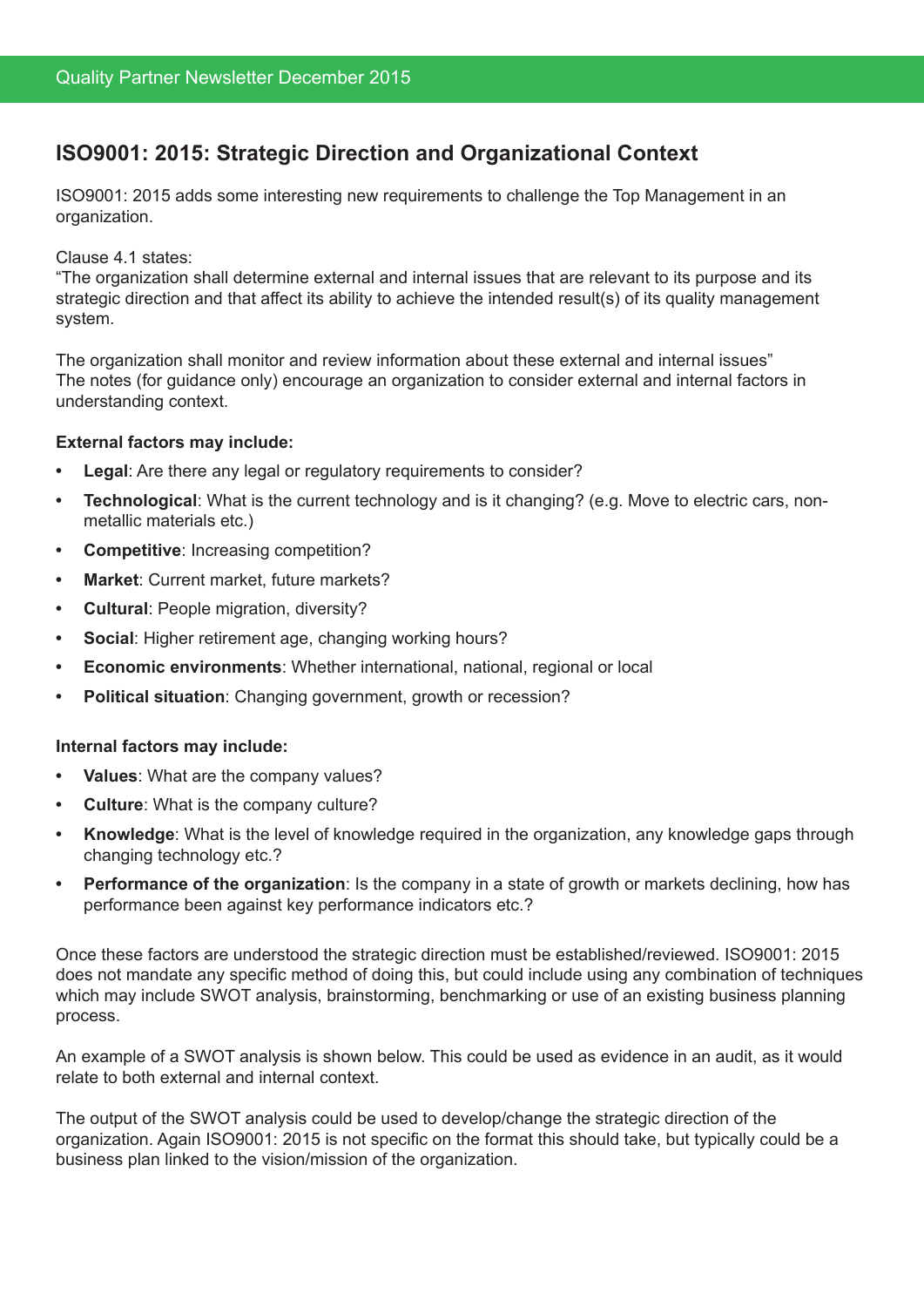## ISO9001: 2015: Strategic Direction and Organizational Context

ISO9001: 2015 adds some interesting new requirements to challenge the Top Management in an organization.

Clause 4.1 states:
"The organization shall determine external and internal issues that are relevant to its purpose and its strategic direction and that affect its ability to achieve the intended result(s) of its quality management system.

The organization shall monitor and review information about these external and internal issues"
The notes (for guidance only) encourage an organization to consider external and internal factors in understanding context.

**External factors may include:**

- **Legal**: Are there any legal or regulatory requirements to consider?
- **Technological**: What is the current technology and is it changing? (e.g. Move to electric cars, non-metallic materials etc.)
- **Competitive**: Increasing competition?
- **Market**: Current market, future markets?
- **Cultural**: People migration, diversity?
- **Social**: Higher retirement age, changing working hours?
- **Economic environments**: Whether international, national, regional or local
- **Political situation**: Changing government, growth or recession?

**Internal factors may include:**

- **Values**: What are the company values?
- **Culture**: What is the company culture?
- **Knowledge**: What is the level of knowledge required in the organization, any knowledge gaps through changing technology etc.?
- **Performance of the organization**: Is the company in a state of growth or markets declining, how has performance been against key performance indicators etc.?

Once these factors are understood the strategic direction must be established/reviewed. ISO9001: 2015 does not mandate any specific method of doing this, but could include using any combination of techniques which may include SWOT analysis, brainstorming, benchmarking or use of an existing business planning process.

An example of a SWOT analysis is shown below. This could be used as evidence in an audit, as it would relate to both external and internal context.

The output of the SWOT analysis could be used to develop/change the strategic direction of the organization. Again ISO9001: 2015 is not specific on the format this should take, but typically could be a business plan linked to the vision/mission of the organization.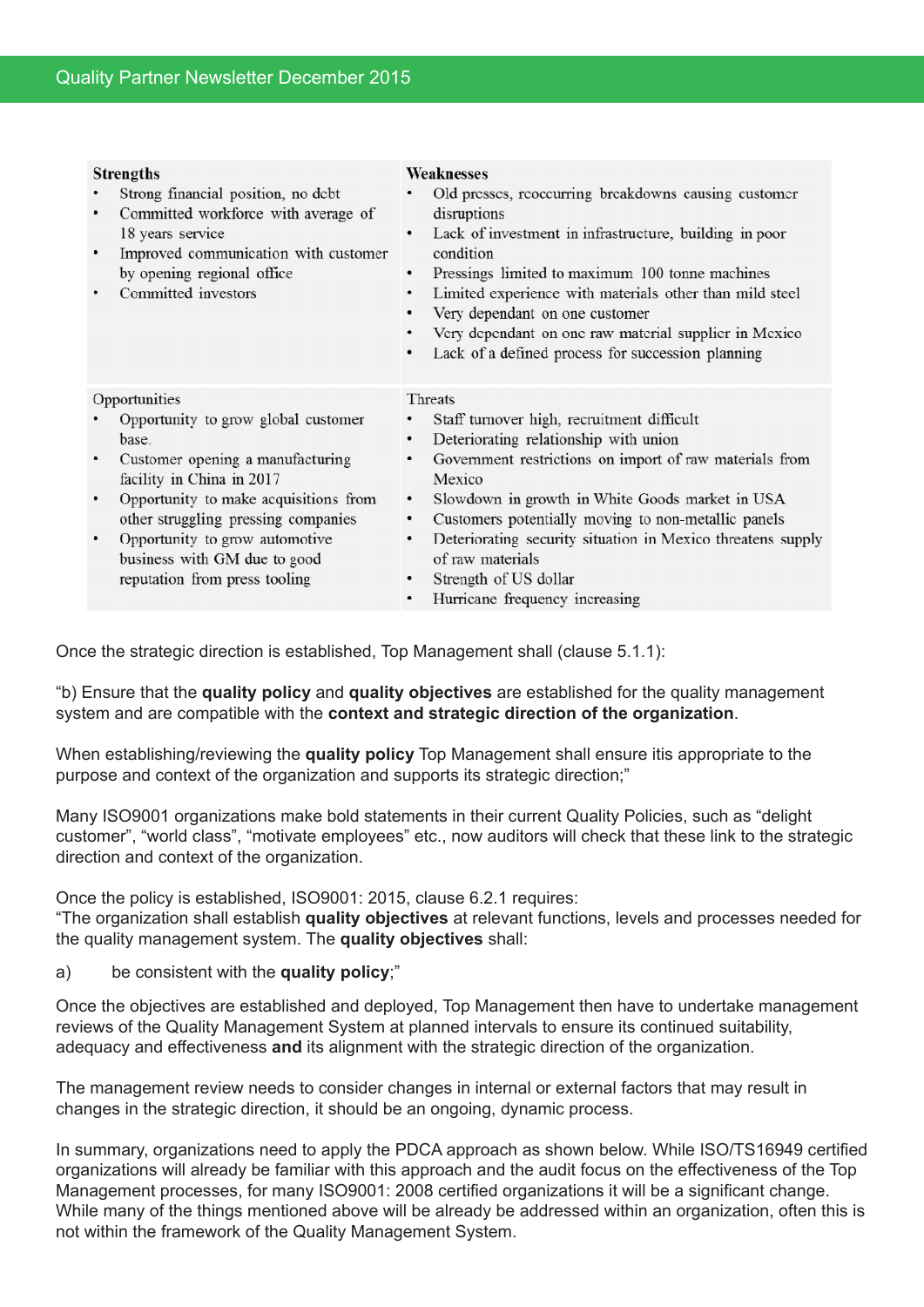| Strengths | Weaknesses |
| --- | --- |
| • Strong financial position, no debt<br>• Committed workforce with average of 18 years service<br>• Improved communication with customer by opening regional office<br>• Committed investors | • Old presses, reoccurring breakdowns causing customer disruptions<br>• Lack of investment in infrastructure, building in poor condition<br>• Pressings limited to maximum 100 tonne machines<br>• Limited experience with materials other than mild steel<br>• Very dependant on one customer<br>• Very dependant on one raw material supplier in Mexico<br>• Lack of a defined process for succession planning |
| **Opportunities** | **Threats** |
| • Opportunity to grow global customer base.<br>• Customer opening a manufacturing facility in China in 2017<br>• Opportunity to make acquisitions from other struggling pressing companies<br>• Opportunity to grow automotive business with GM due to good reputation from press tooling | • Staff turnover high, recruitment difficult<br>• Deteriorating relationship with union<br>• Government restrictions on import of raw materials from Mexico<br>• Slowdown in growth in White Goods market in USA<br>• Customers potentially moving to non-metallic panels<br>• Deteriorating security situation in Mexico threatens supply of raw materials<br>• Strength of US dollar<br>• Hurricane frequency increasing |

Once the strategic direction is established, Top Management shall (clause 5.1.1):

"b) Ensure that the **quality policy** and **quality objectives** are established for the quality management system and are compatible with the **context and strategic direction of the organization**.

When establishing/reviewing the **quality policy** Top Management shall ensure itis appropriate to the purpose and context of the organization and supports its strategic direction;"

Many ISO9001 organizations make bold statements in their current Quality Policies, such as "delight customer", "world class", "motivate employees" etc., now auditors will check that these link to the strategic direction and context of the organization.

Once the policy is established, ISO9001: 2015, clause 6.2.1 requires:
"The organization shall establish **quality objectives** at relevant functions, levels and processes needed for the quality management system. The **quality objectives** shall:

a) be consistent with the **quality policy**;"

Once the objectives are established and deployed, Top Management then have to undertake management reviews of the Quality Management System at planned intervals to ensure its continued suitability, adequacy and effectiveness **and** its alignment with the strategic direction of the organization.

The management review needs to consider changes in internal or external factors that may result in changes in the strategic direction, it should be an ongoing, dynamic process.

In summary, organizations need to apply the PDCA approach as shown below. While ISO/TS16949 certified organizations will already be familiar with this approach and the audit focus on the effectiveness of the Top Management processes, for many ISO9001: 2008 certified organizations it will be a significant change. While many of the things mentioned above will be already be addressed within an organization, often this is not within the framework of the Quality Management System.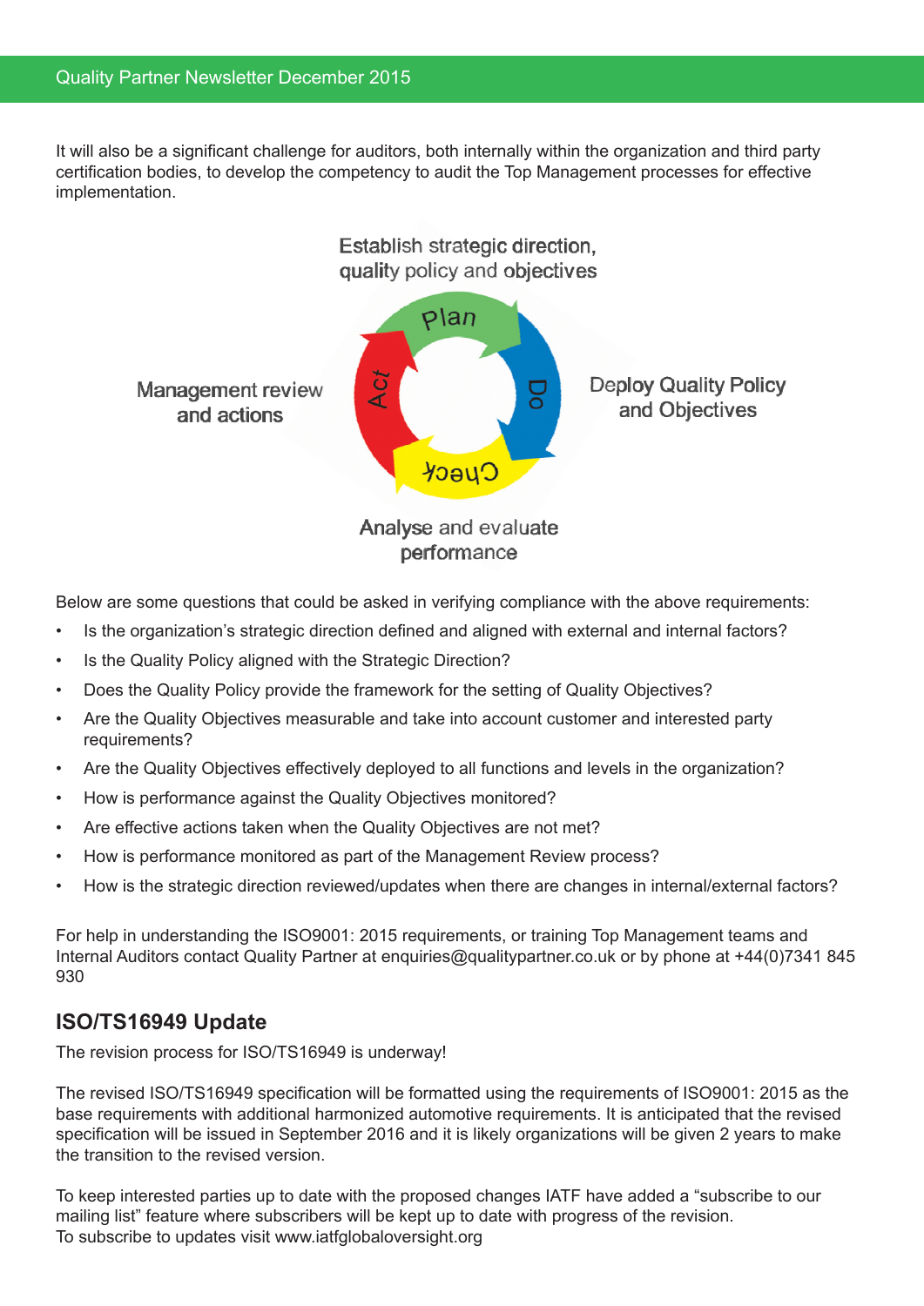It will also be a significant challenge for auditors, both internally within the organization and third party certification bodies, to develop the competency to audit the Top Management processes for effective implementation.

Establish strategic direction, quality policy and objectives

Plan

Management review and actions

Act

Do

Deploy Quality Policy and Objectives

Check

Analyse and evaluate performance

Below are some questions that could be asked in verifying compliance with the above requirements:

- Is the organization's strategic direction defined and aligned with external and internal factors?
- Is the Quality Policy aligned with the Strategic Direction?
- Does the Quality Policy provide the framework for the setting of Quality Objectives?
- Are the Quality Objectives measurable and take into account customer and interested party requirements?
- Are the Quality Objectives effectively deployed to all functions and levels in the organization?
- How is performance against the Quality Objectives monitored?
- Are effective actions taken when the Quality Objectives are not met?
- How is performance monitored as part of the Management Review process?
- How is the strategic direction reviewed/updates when there are changes in internal/external factors?

For help in understanding the ISO9001: 2015 requirements, or training Top Management teams and Internal Auditors contact Quality Partner at enquiries@qualitypartner.co.uk or by phone at +44(0)7341 845 930

## ISO/TS16949 Update

The revision process for ISO/TS16949 is underway!

The revised ISO/TS16949 specification will be formatted using the requirements of ISO9001: 2015 as the base requirements with additional harmonized automotive requirements. It is anticipated that the revised specification will be issued in September 2016 and it is likely organizations will be given 2 years to make the transition to the revised version.

To keep interested parties up to date with the proposed changes IATF have added a "subscribe to our mailing list" feature where subscribers will be kept up to date with progress of the revision.
To subscribe to updates visit www.iatfglobaloversight.org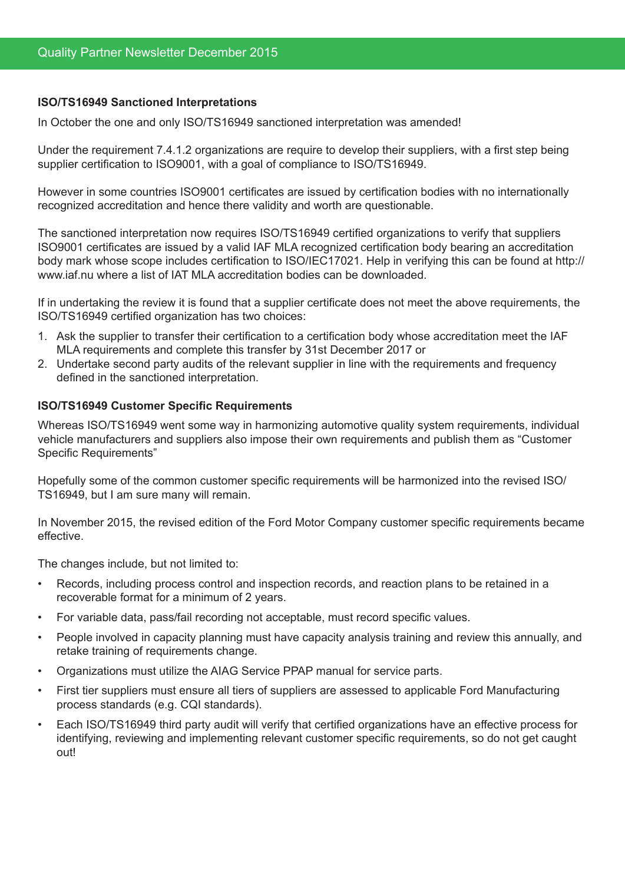## ISO/TS16949 Sanctioned Interpretations

In October the one and only ISO/TS16949 sanctioned interpretation was amended!

Under the requirement 7.4.1.2 organizations are require to develop their suppliers, with a first step being supplier certification to ISO9001, with a goal of compliance to ISO/TS16949.

However in some countries ISO9001 certificates are issued by certification bodies with no internationally recognized accreditation and hence there validity and worth are questionable.

The sanctioned interpretation now requires ISO/TS16949 certified organizations to verify that suppliers ISO9001 certificates are issued by a valid IAF MLA recognized certification body bearing an accreditation body mark whose scope includes certification to ISO/IEC17021. Help in verifying this can be found at http://www.iaf.nu where a list of IAT MLA accreditation bodies can be downloaded.

If in undertaking the review it is found that a supplier certificate does not meet the above requirements, the ISO/TS16949 certified organization has two choices:

1. Ask the supplier to transfer their certification to a certification body whose accreditation meet the IAF MLA requirements and complete this transfer by 31st December 2017 or
2. Undertake second party audits of the relevant supplier in line with the requirements and frequency defined in the sanctioned interpretation.

## ISO/TS16949 Customer Specific Requirements

Whereas ISO/TS16949 went some way in harmonizing automotive quality system requirements, individual vehicle manufacturers and suppliers also impose their own requirements and publish them as "Customer Specific Requirements"

Hopefully some of the common customer specific requirements will be harmonized into the revised ISO/TS16949, but I am sure many will remain.

In November 2015, the revised edition of the Ford Motor Company customer specific requirements became effective.

The changes include, but not limited to:

- Records, including process control and inspection records, and reaction plans to be retained in a recoverable format for a minimum of 2 years.
- For variable data, pass/fail recording not acceptable, must record specific values.
- People involved in capacity planning must have capacity analysis training and review this annually, and retake training of requirements change.
- Organizations must utilize the AIAG Service PPAP manual for service parts.
- First tier suppliers must ensure all tiers of suppliers are assessed to applicable Ford Manufacturing process standards (e.g. CQI standards).
- Each ISO/TS16949 third party audit will verify that certified organizations have an effective process for identifying, reviewing and implementing relevant customer specific requirements, so do not get caught out!